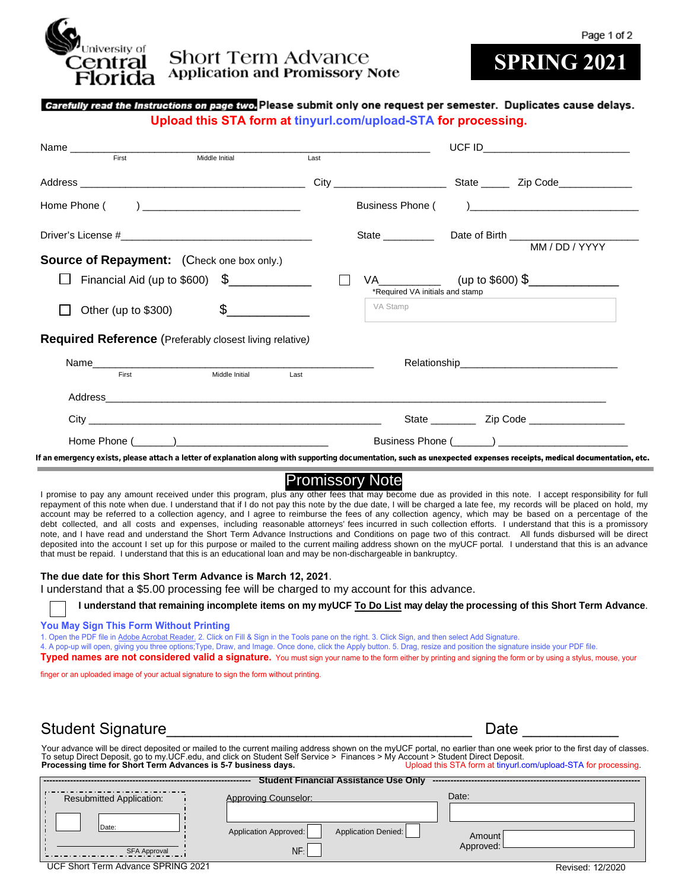University of Central Florida

# Short Term Advance
## Application and Promissory Note

**SPRING 2021**

**Carefully read the Instructions on page two.** **Please submit only one request per semester. Duplicates cause delays.**

**Upload this STA form at tinyurl.com/upload-STA for processing.**

Name ____________________________________________ UCF ID ____________________
First Middle Initial Last

Address ______________________________ City ________________ State _____ Zip Code ___________

Home Phone ( ) ______________________ Business Phone ( ) ________________________

Driver's License # ____________________________ State _________ Date of Birth ________________ MM / DD / YYYY

**Source of Repayment:** (Check one box only.)

☐ Financial Aid (up to $600) $____________ ☐ VA_________ (up to $600) $____________
*Required VA initials and stamp

VA Stamp

☐ Other (up to $300) $____________

**Required Reference** (Preferably closest living relative)

Name ________________________________________ Relationship ________________________
First Middle Initial Last

Address ____________________________________________________________________

City ________________________________________ State ________ Zip Code ______________

Home Phone (______)______________________ Business Phone (______) ____________________

**If an emergency exists, please attach a letter of explanation along with supporting documentation, such as unexpected expenses receipts, medical documentation, etc.**

## Promissory Note

I promise to pay any amount received under this program, plus any other fees that may become due as provided in this note. I accept responsibility for full repayment of this note when due. I understand that if I do not pay this note by the due date, I will be charged a late fee, my records will be placed on hold, my account may be referred to a collection agency, and I agree to reimburse the fees of any collection agency, which may be based on a percentage of the debt collected, and all costs and expenses, including reasonable attorneys' fees incurred in such collection efforts. I understand that this is a promissory note, and I have read and understand the Short Term Advance Instructions and Conditions on page two of this contract. All funds disbursed will be direct deposited into the account I set up for this purpose or mailed to the current mailing address shown on the myUCF portal. I understand that this is an advance that must be repaid. I understand that this is an educational loan and may be non-dischargeable in bankruptcy.

**The due date for this Short Term Advance is March 12, 2021**.

I understand that a $5.00 processing fee will be charged to my account for this advance.

☐ **I understand that remaining incomplete items on my myUCF To Do List may delay the processing of this Short Term Advance.**

**You May Sign This Form Without Printing**

1. Open the PDF file in Adobe Acrobat Reader. 2. Click on Fill & Sign in the Tools pane on the right. 3. Click Sign, and then select Add Signature.
4. A pop-up will open, giving you three options;Type, Draw, and Image. Once done, click the Apply button. 5. Drag, resize and position the signature inside your PDF file.

**Typed names are not considered valid a signature.** You must sign your name to the form either by printing and signing the form or by using a stylus, mouse, your finger or an uploaded image of your actual signature to sign the form without printing.

Student Signature ________________________________ Date ___________

Your advance will be direct deposited or mailed to the current mailing address shown on the myUCF portal, no earlier than one week prior to the first day of classes. To setup Direct Deposit, go to my.UCF.edu, and click on Student Self Service > Finances > My Account > Student Direct Deposit.
**Processing time for Short Term Advances is 5-7 business days.** Upload this STA form at tinyurl.com/upload-STA for processing.

**Student Financial Assistance Use Only**

Resubmitted Application: ☐ Date: ______
______ SFA Approval

Approving Counselor: ______________

Application Approved: ☐ Application Denied: ☐

NF: ☐

Date: ______________

Amount Approved: ______________

UCF Short Term Advance SPRING 2021 Revised: 12/2020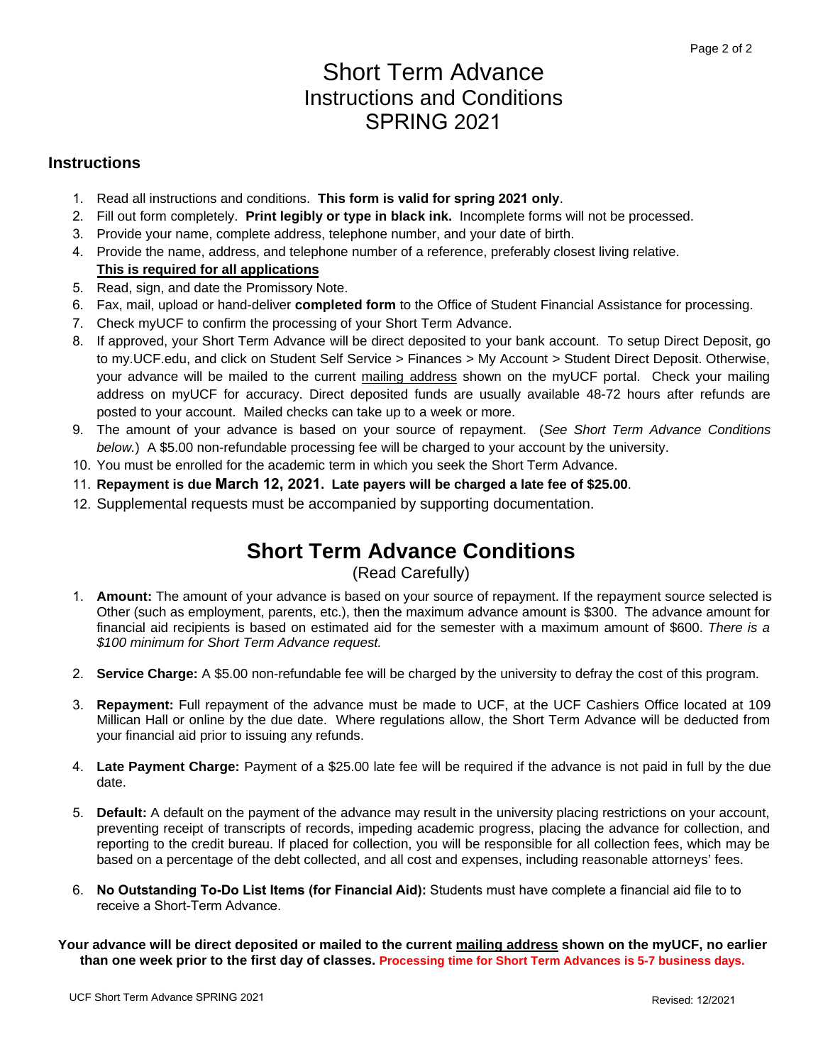# Short Term Advance
# Instructions and Conditions
# SPRING 2021

## Instructions

1. Read all instructions and conditions. **This form is valid for spring 2021 only**.
2. Fill out form completely. **Print legibly or type in black ink.** Incomplete forms will not be processed.
3. Provide your name, complete address, telephone number, and your date of birth.
4. Provide the name, address, and telephone number of a reference, preferably closest living relative. **This is required for all applications**
5. Read, sign, and date the Promissory Note.
6. Fax, mail, upload or hand-deliver **completed form** to the Office of Student Financial Assistance for processing.
7. Check myUCF to confirm the processing of your Short Term Advance.
8. If approved, your Short Term Advance will be direct deposited to your bank account. To setup Direct Deposit, go to my.UCF.edu, and click on Student Self Service > Finances > My Account > Student Direct Deposit. Otherwise, your advance will be mailed to the current mailing address shown on the myUCF portal. Check your mailing address on myUCF for accuracy. Direct deposited funds are usually available 48-72 hours after refunds are posted to your account. Mailed checks can take up to a week or more.
9. The amount of your advance is based on your source of repayment. (*See Short Term Advance Conditions below.*) A $5.00 non-refundable processing fee will be charged to your account by the university.
10. You must be enrolled for the academic term in which you seek the Short Term Advance.
11. **Repayment is due March 12, 2021. Late payers will be charged a late fee of $25.00**.
12. Supplemental requests must be accompanied by supporting documentation.

## Short Term Advance Conditions

(Read Carefully)

1. **Amount:** The amount of your advance is based on your source of repayment. If the repayment source selected is Other (such as employment, parents, etc.), then the maximum advance amount is $300. The advance amount for financial aid recipients is based on estimated aid for the semester with a maximum amount of $600. *There is a $100 minimum for Short Term Advance request.*

2. **Service Charge:** A $5.00 non-refundable fee will be charged by the university to defray the cost of this program.

3. **Repayment:** Full repayment of the advance must be made to UCF, at the UCF Cashiers Office located at 109 Millican Hall or online by the due date. Where regulations allow, the Short Term Advance will be deducted from your financial aid prior to issuing any refunds.

4. **Late Payment Charge:** Payment of a $25.00 late fee will be required if the advance is not paid in full by the due date.

5. **Default:** A default on the payment of the advance may result in the university placing restrictions on your account, preventing receipt of transcripts of records, impeding academic progress, placing the advance for collection, and reporting to the credit bureau. If placed for collection, you will be responsible for all collection fees, which may be based on a percentage of the debt collected, and all cost and expenses, including reasonable attorneys' fees.

6. **No Outstanding To-Do List Items (for Financial Aid):** Students must have complete a financial aid file to to receive a Short-Term Advance.

**Your advance will be direct deposited or mailed to the current mailing address shown on the myUCF, no earlier than one week prior to the first day of classes. Processing time for Short Term Advances is 5-7 business days.**

UCF Short Term Advance SPRING 2021

Revised: 12/2021